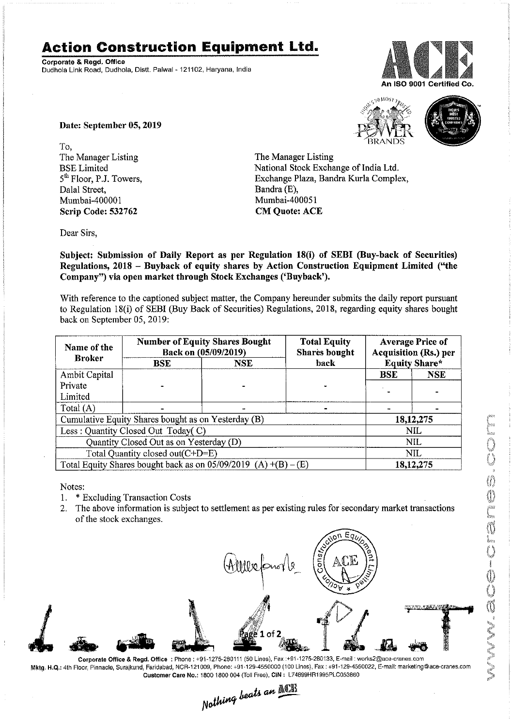# Action Construction Equipment Ltd.

**Corporate & Regd. Office**
Dudhola Link Road, Dudhola, Distt. Palwal - 121102, Haryana, India

An ISO 9001 Certified Co.

**Date: September 05, 2019**

To,
The Manager Listing
BSE Limited
5th Floor, P.J. Towers,
Dalal Street,
Mumbai-400001
**Scrip Code: 532762**

The Manager Listing
National Stock Exchange of India Ltd.
Exchange Plaza, Bandra Kurla Complex,
Bandra (E),
Mumbai-400051
**CM Quote: ACE**

Dear Sirs,

**Subject: Submission of Daily Report as per Regulation 18(i) of SEBI (Buy-back of Securities) Regulations, 2018 – Buyback of equity shares by Action Construction Equipment Limited ("the Company") via open market through Stock Exchanges ('Buyback').**

With reference to the captioned subject matter, the Company hereunder submits the daily report pursuant to Regulation 18(i) of SEBI (Buy Back of Securities) Regulations, 2018, regarding equity shares bought back on September 05, 2019:

| Name of the Broker | Number of Equity Shares Bought Back on (05/09/2019) | | Total Equity Shares bought back | Average Price of Acquisition (Rs.) per Equity Share* | |
|---|---|---|---|---|---|
| | BSE | NSE | | BSE | NSE |
| Ambit Capital Private Limited | - | - | - | - | - |
| Total (A) | - | - | - | - | - |
| Cumulative Equity Shares bought as on Yesterday (B) | | | | 18,12,275 | |
| Less : Quantity Closed Out Today( C) | | | | NIL | |
| Quantity Closed Out as on Yesterday (D) | | | | NIL | |
| Total Quantity closed out(C+D=E) | | | | NIL | |
| Total Equity Shares bought back as on 05/09/2019 (A) +(B) – (E) | | | | 18,12,275 | |

Notes:

1. * Excluding Transaction Costs
2. The above information is subject to settlement as per existing rules for secondary market transactions of the stock exchanges.

**Corporate Office & Regd. Office** : Phone : +91-1275-280111 (50 Lines), Fax :+91-1275-280133, E-mail : works2@ace-cranes.com
**Mktg. H.Q.**: 4th Floor, Pinnacle, Surajkund, Faridabad, NCR-121009, Phone: +91-129-4550000 (100 Lines), Fax : +91-129-4550022, E-mail: marketing@ace-cranes.com
**Customer Care No.**: 1800 1800 004 (Toll Free), **CIN** : L74899HR1995PLC053860

*Nothing beats an ACE*

www.ace-cranes.com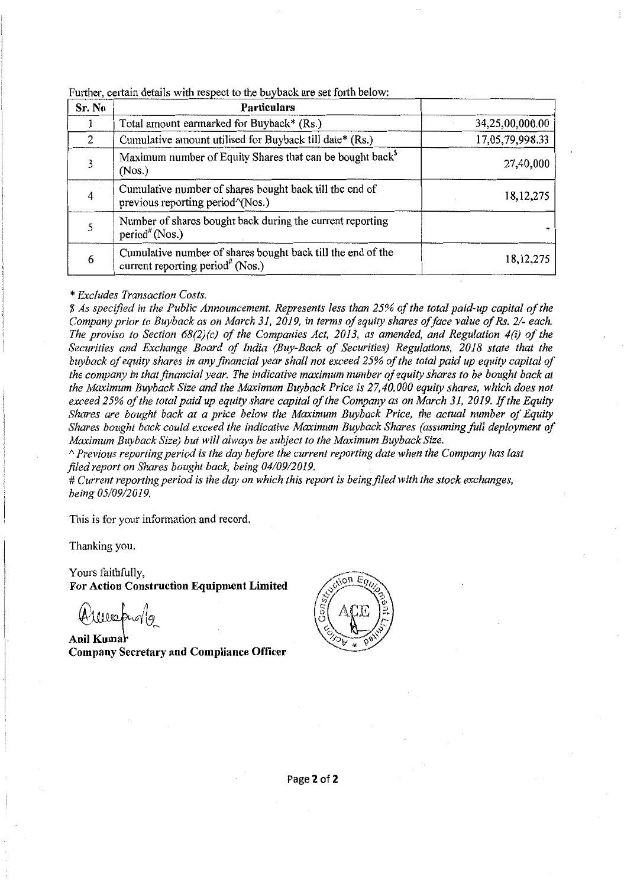Further, certain details with respect to the buyback are set forth below:

| Sr. No | Particulars | |
|---|---|---|
| 1 | Total amount earmarked for Buyback* (Rs.) | 34,25,00,000.00 |
| 2 | Cumulative amount utilised for Buyback till date* (Rs.) | 17,05,79,998.33 |
| 3 | Maximum number of Equity Shares that can be bought back$ (Nos.) | 27,40,000 |
| 4 | Cumulative number of shares bought back till the end of previous reporting period^(Nos.) | 18,12,275 |
| 5 | Number of shares bought back during the current reporting period# (Nos.) | - |
| 6 | Cumulative number of shares bought back till the end of the current reporting period# (Nos.) | 18,12,275 |

*\* Excludes Transaction Costs.*

*$ As specified in the Public Announcement. Represents less than 25% of the total paid-up capital of the Company prior to Buyback as on March 31, 2019, in terms of equity shares of face value of Rs. 2/- each. The proviso to Section 68(2)(c) of the Companies Act, 2013, as amended, and Regulation 4(i) of the Securities and Exchange Board of India (Buy-Back of Securities) Regulations, 2018 state that the buyback of equity shares in any financial year shall not exceed 25% of the total paid up equity capital of the company in that financial year. The indicative maximum number of equity shares to be bought back at the Maximum Buyback Size and the Maximum Buyback Price is 27,40,000 equity shares, which does not exceed 25% of the total paid up equity share capital of the Company as on March 31, 2019. If the Equity Shares are bought back at a price below the Maximum Buyback Price, the actual number of Equity Shares bought back could exceed the indicative Maximum Buyback Shares (assuming full deployment of Maximum Buyback Size) but will always be subject to the Maximum Buyback Size.*

*^ Previous reporting period is the day before the current reporting date when the Company has last filed report on Shares bought back, being 04/09/2019.*

*# Current reporting period is the day on which this report is being filed with the stock exchanges, being 05/09/2019.*

This is for your information and record.

Thanking you.

Yours faithfully,
**For Action Construction Equipment Limited**

**Anil Kumar**
**Company Secretary and Compliance Officer**